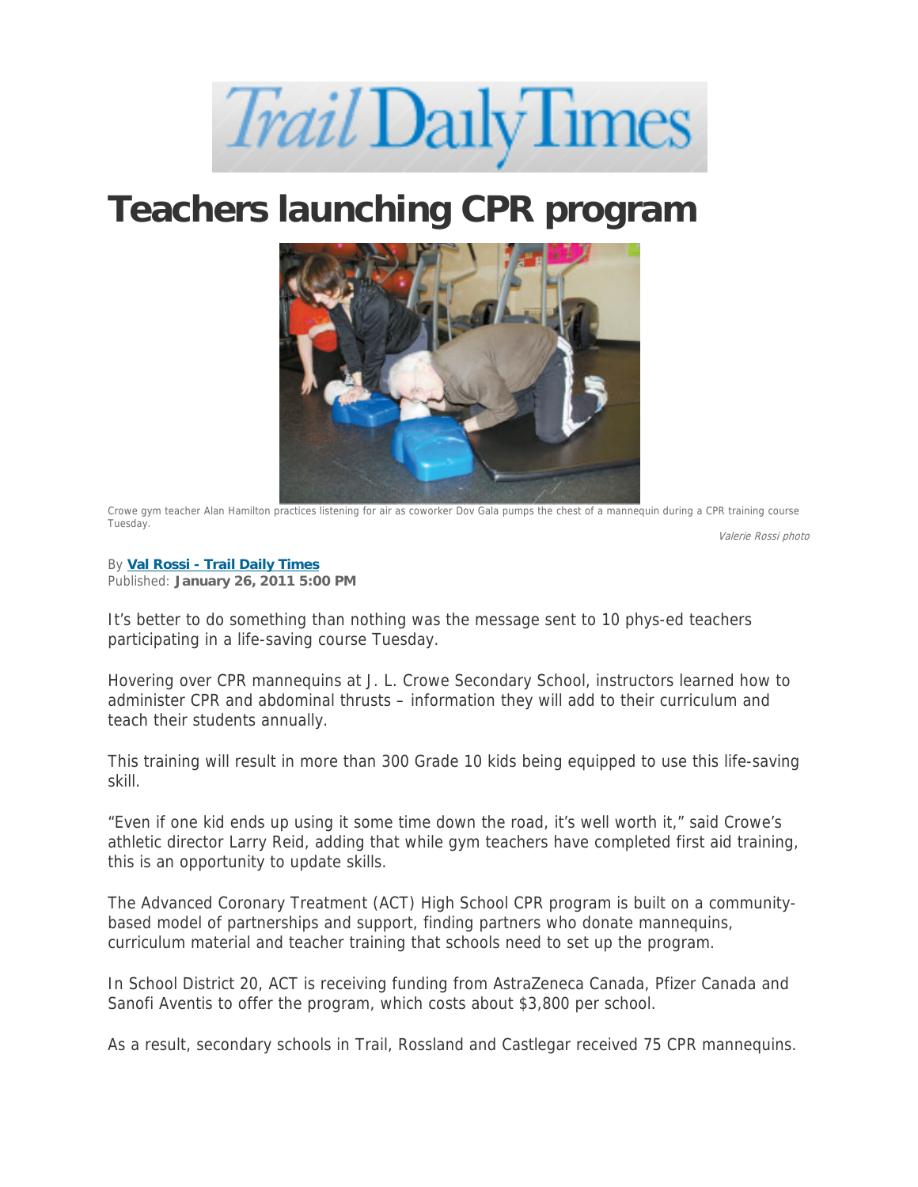Trail Daily Times

# Teachers launching CPR program

Crowe gym teacher Alan Hamilton practices listening for air as coworker Dov Gala pumps the chest of a mannequin during a CPR training course Tuesday.

*Valerie Rossi photo*

By **Val Rossi - Trail Daily Times**
Published: **January 26, 2011 5:00 PM**

It's better to do something than nothing was the message sent to 10 phys-ed teachers participating in a life-saving course Tuesday.

Hovering over CPR mannequins at J. L. Crowe Secondary School, instructors learned how to administer CPR and abdominal thrusts – information they will add to their curriculum and teach their students annually.

This training will result in more than 300 Grade 10 kids being equipped to use this life-saving skill.

"Even if one kid ends up using it some time down the road, it's well worth it," said Crowe's athletic director Larry Reid, adding that while gym teachers have completed first aid training, this is an opportunity to update skills.

The Advanced Coronary Treatment (ACT) High School CPR program is built on a community-based model of partnerships and support, finding partners who donate mannequins, curriculum material and teacher training that schools need to set up the program.

In School District 20, ACT is receiving funding from AstraZeneca Canada, Pfizer Canada and Sanofi Aventis to offer the program, which costs about $3,800 per school.

As a result, secondary schools in Trail, Rossland and Castlegar received 75 CPR mannequins.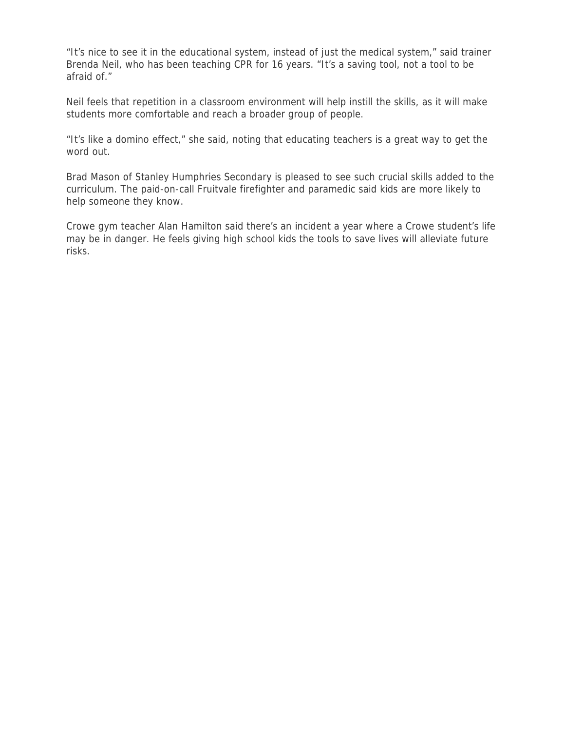"It's nice to see it in the educational system, instead of just the medical system," said trainer Brenda Neil, who has been teaching CPR for 16 years. "It's a saving tool, not a tool to be afraid of."

Neil feels that repetition in a classroom environment will help instill the skills, as it will make students more comfortable and reach a broader group of people.

"It's like a domino effect," she said, noting that educating teachers is a great way to get the word out.

Brad Mason of Stanley Humphries Secondary is pleased to see such crucial skills added to the curriculum. The paid-on-call Fruitvale firefighter and paramedic said kids are more likely to help someone they know.

Crowe gym teacher Alan Hamilton said there's an incident a year where a Crowe student's life may be in danger. He feels giving high school kids the tools to save lives will alleviate future risks.